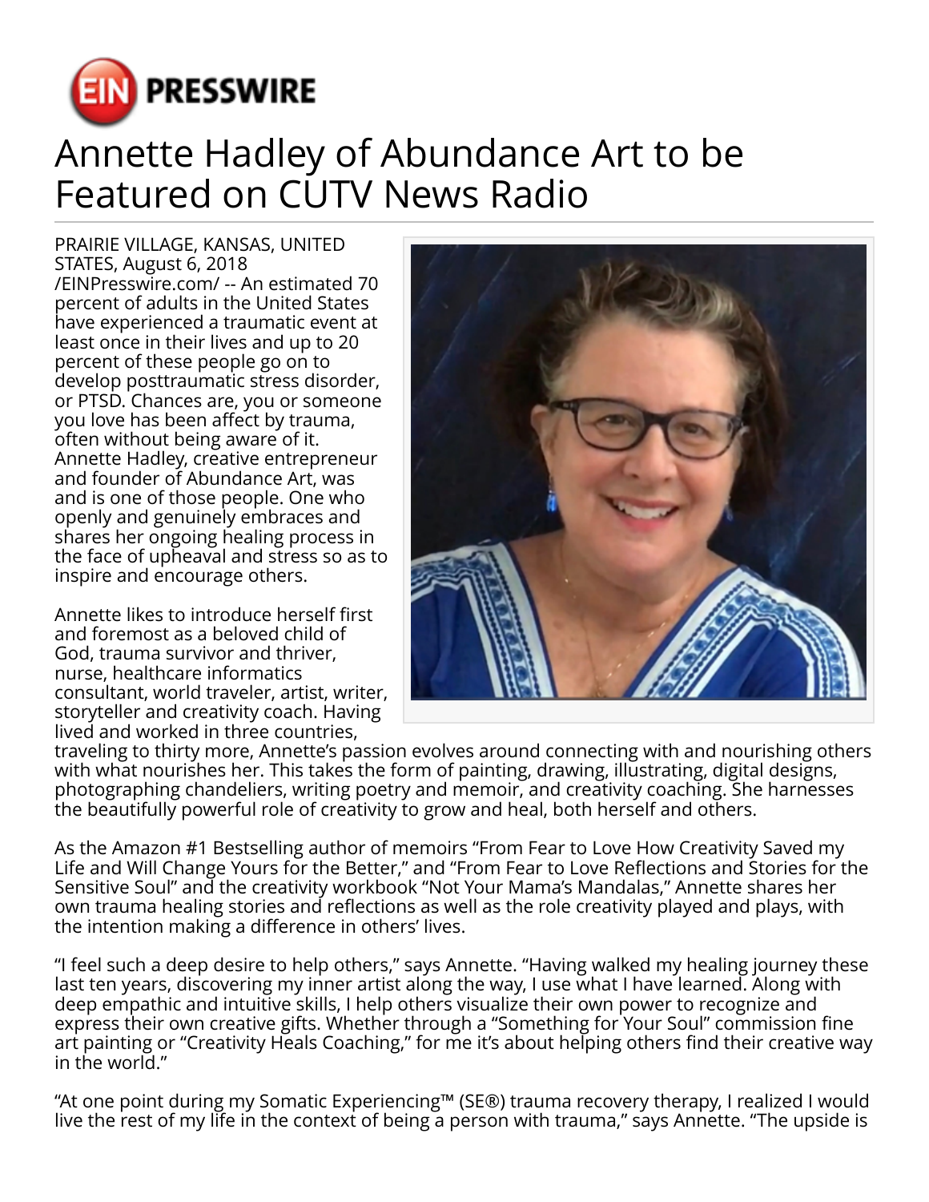# Annette Hadley of Abundance Art to be Featured on CUTV News Radio

PRAIRIE VILLAGE, KANSAS, UNITED STATES, August 6, 2018 /EINPresswire.com/ -- An estimated 70 percent of adults in the United States have experienced a traumatic event at least once in their lives and up to 20 percent of these people go on to develop posttraumatic stress disorder, or PTSD. Chances are, you or someone you love has been affect by trauma, often without being aware of it. Annette Hadley, creative entrepreneur and founder of Abundance Art, was and is one of those people. One who openly and genuinely embraces and shares her ongoing healing process in the face of upheaval and stress so as to inspire and encourage others.

Annette likes to introduce herself first and foremost as a beloved child of God, trauma survivor and thriver, nurse, healthcare informatics consultant, world traveler, artist, writer, storyteller and creativity coach. Having lived and worked in three countries, traveling to thirty more, Annette's passion evolves around connecting with and nourishing others with what nourishes her. This takes the form of painting, drawing, illustrating, digital designs, photographing chandeliers, writing poetry and memoir, and creativity coaching. She harnesses the beautifully powerful role of creativity to grow and heal, both herself and others.

As the Amazon #1 Bestselling author of memoirs "From Fear to Love How Creativity Saved my Life and Will Change Yours for the Better," and "From Fear to Love Reflections and Stories for the Sensitive Soul" and the creativity workbook "Not Your Mama's Mandalas," Annette shares her own trauma healing stories and reflections as well as the role creativity played and plays, with the intention making a difference in others' lives.

"I feel such a deep desire to help others," says Annette. "Having walked my healing journey these last ten years, discovering my inner artist along the way, I use what I have learned. Along with deep empathic and intuitive skills, I help others visualize their own power to recognize and express their own creative gifts. Whether through a "Something for Your Soul" commission fine art painting or "Creativity Heals Coaching," for me it's about helping others find their creative way in the world."

"At one point during my Somatic Experiencing™ (SE®) trauma recovery therapy, I realized I would live the rest of my life in the context of being a person with trauma," says Annette. "The upside is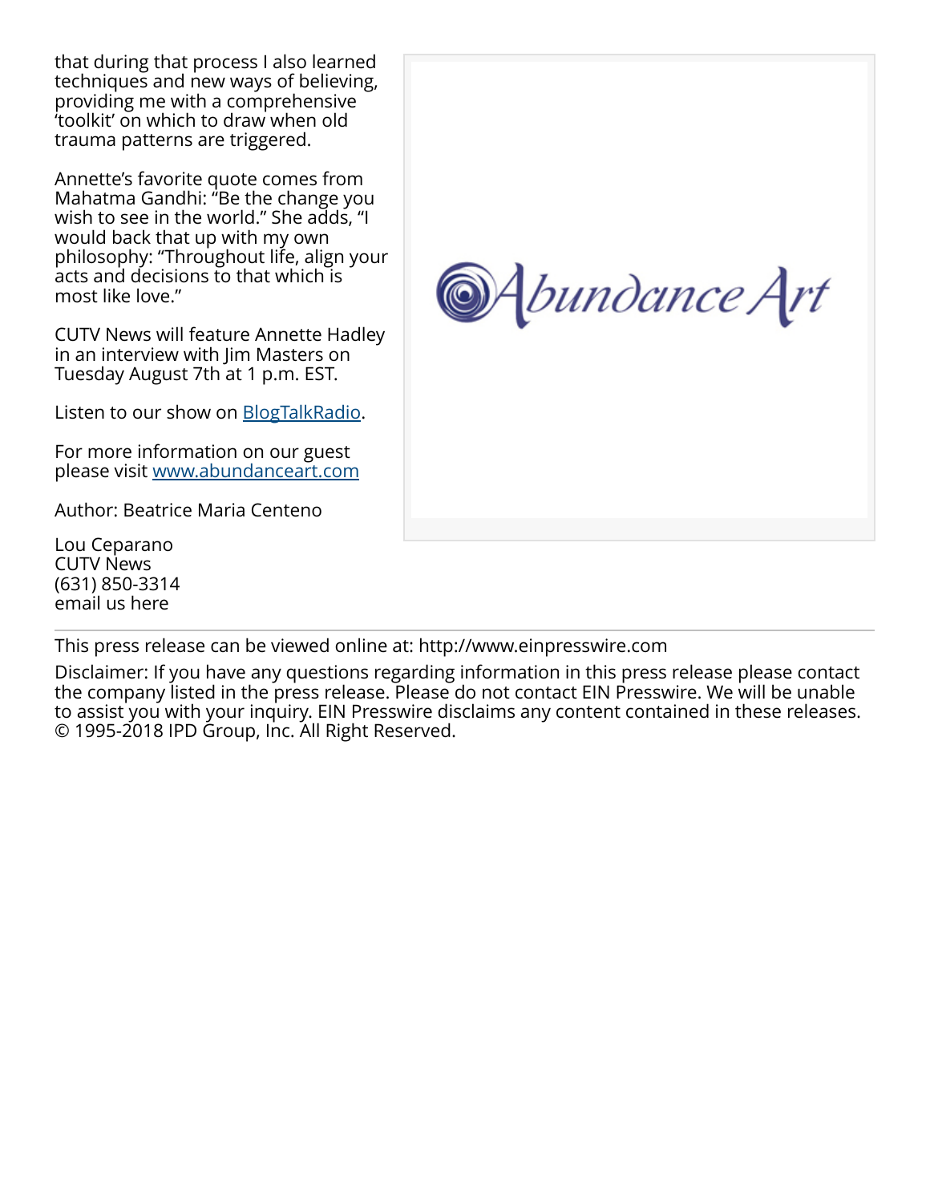that during that process I also learned techniques and new ways of believing, providing me with a comprehensive 'toolkit' on which to draw when old trauma patterns are triggered.

Annette's favorite quote comes from Mahatma Gandhi: "Be the change you wish to see in the world." She adds, "I would back that up with my own philosophy: "Throughout life, align your acts and decisions to that which is most like love."

CUTV News will feature Annette Hadley in an interview with Jim Masters on Tuesday August 7th at 1 p.m. EST.

Listen to our show on [BlogTalkRadio](BlogTalkRadio).

For more information on our guest please visit [www.abundanceart.com](www.abundanceart.com)

Author: Beatrice Maria Centeno

Lou Ceparano
CUTV News
(631) 850-3314
email us here

---

This press release can be viewed online at: http://www.einpresswire.com

Disclaimer: If you have any questions regarding information in this press release please contact the company listed in the press release. Please do not contact EIN Presswire. We will be unable to assist you with your inquiry. EIN Presswire disclaims any content contained in these releases. © 1995-2018 IPD Group, Inc. All Right Reserved.